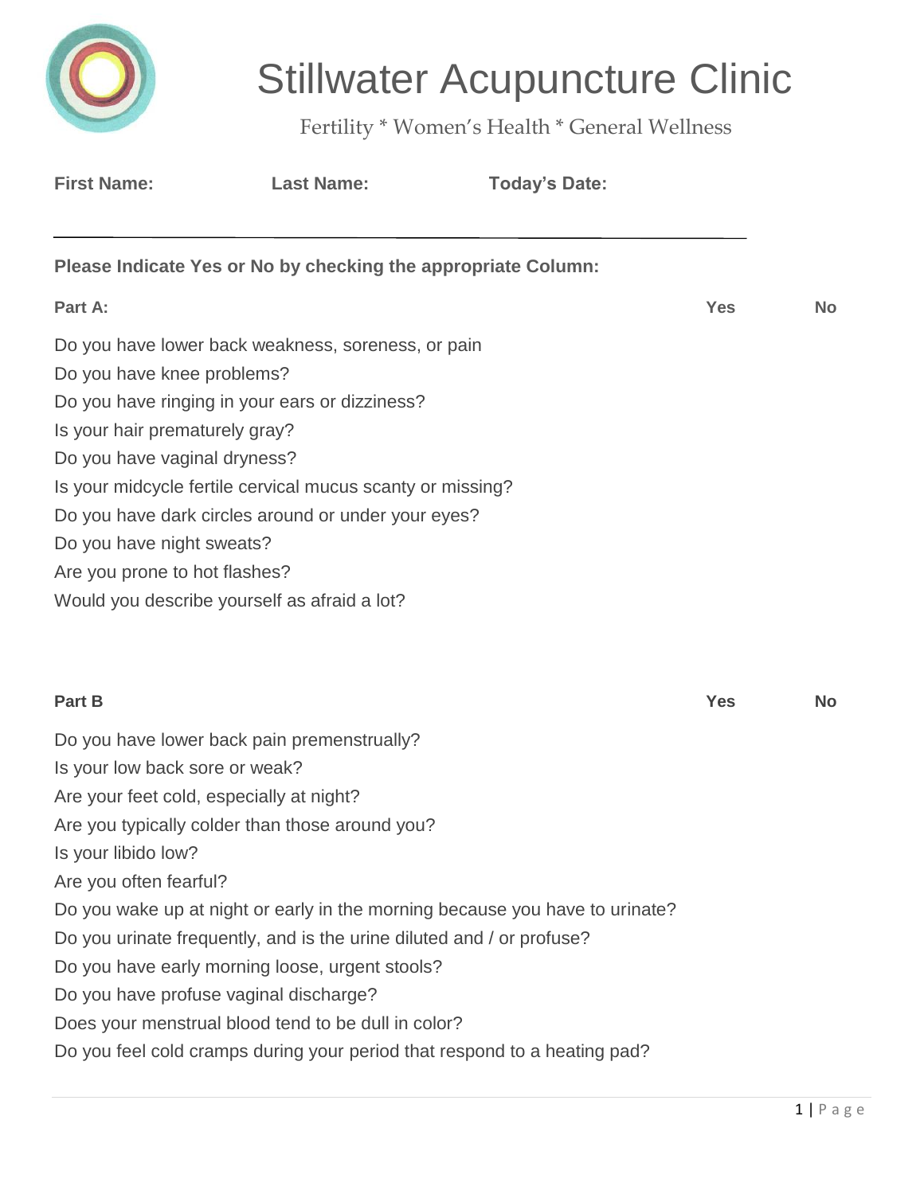# Stillwater Acupuncture Clinic

Fertility * Women's Health * General Wellness

**First Name:** **Last Name:** **Today's Date:**

---

**Please Indicate Yes or No by checking the appropriate Column:**

| **Part A:** | **Yes** | **No** |
| --- | --- | --- |
| Do you have lower back weakness, soreness, or pain | | |
| Do you have knee problems? | | |
| Do you have ringing in your ears or dizziness? | | |
| Is your hair prematurely gray? | | |
| Do you have vaginal dryness? | | |
| Is your midcycle fertile cervical mucus scanty or missing? | | |
| Do you have dark circles around or under your eyes? | | |
| Do you have night sweats? | | |
| Are you prone to hot flashes? | | |
| Would you describe yourself as afraid a lot? | | |

| **Part B** | **Yes** | **No** |
| --- | --- | --- |
| Do you have lower back pain premenstrually? | | |
| Is your low back sore or weak? | | |
| Are your feet cold, especially at night? | | |
| Are you typically colder than those around you? | | |
| Is your libido low? | | |
| Are you often fearful? | | |
| Do you wake up at night or early in the morning because you have to urinate? | | |
| Do you urinate frequently, and is the urine diluted and / or profuse? | | |
| Do you have early morning loose, urgent stools? | | |
| Do you have profuse vaginal discharge? | | |
| Does your menstrual blood tend to be dull in color? | | |
| Do you feel cold cramps during your period that respond to a heating pad? | | |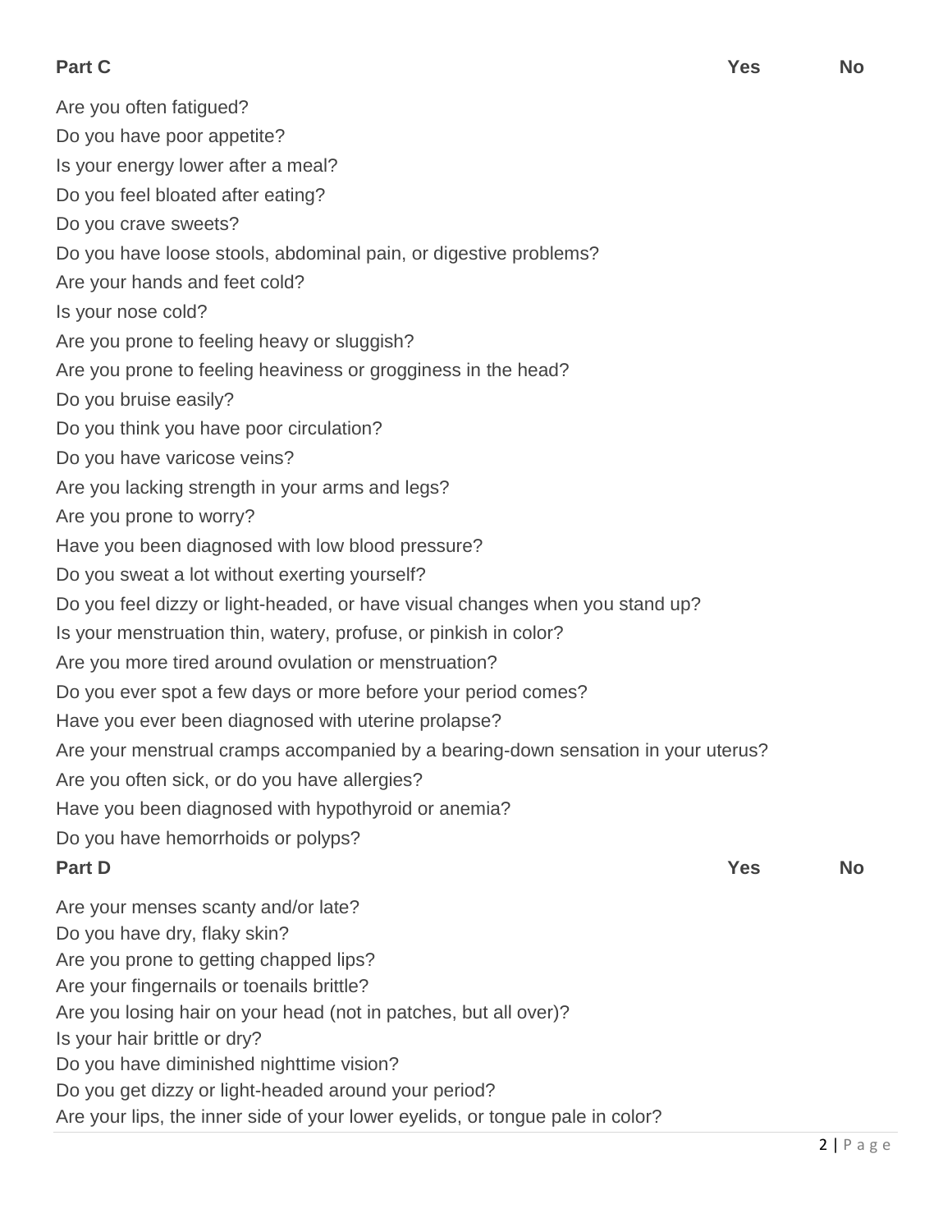| **Part C** | **Yes** | **No** |
|---|---|---|
| Are you often fatigued? | | |
| Do you have poor appetite? | | |
| Is your energy lower after a meal? | | |
| Do you feel bloated after eating? | | |
| Do you crave sweets? | | |
| Do you have loose stools, abdominal pain, or digestive problems? | | |
| Are your hands and feet cold? | | |
| Is your nose cold? | | |
| Are you prone to feeling heavy or sluggish? | | |
| Are you prone to feeling heaviness or grogginess in the head? | | |
| Do you bruise easily? | | |
| Do you think you have poor circulation? | | |
| Do you have varicose veins? | | |
| Are you lacking strength in your arms and legs? | | |
| Are you prone to worry? | | |
| Have you been diagnosed with low blood pressure? | | |
| Do you sweat a lot without exerting yourself? | | |
| Do you feel dizzy or light-headed, or have visual changes when you stand up? | | |
| Is your menstruation thin, watery, profuse, or pinkish in color? | | |
| Are you more tired around ovulation or menstruation? | | |
| Do you ever spot a few days or more before your period comes? | | |
| Have you ever been diagnosed with uterine prolapse? | | |
| Are your menstrual cramps accompanied by a bearing-down sensation in your uterus? | | |
| Are you often sick, or do you have allergies? | | |
| Have you been diagnosed with hypothyroid or anemia? | | |
| Do you have hemorrhoids or polyps? | | |

| **Part D** | **Yes** | **No** |
|---|---|---|
| Are your menses scanty and/or late? | | |
| Do you have dry, flaky skin? | | |
| Are you prone to getting chapped lips? | | |
| Are your fingernails or toenails brittle? | | |
| Are you losing hair on your head (not in patches, but all over)? | | |
| Is your hair brittle or dry? | | |
| Do you have diminished nighttime vision? | | |
| Do you get dizzy or light-headed around your period? | | |
| Are your lips, the inner side of your lower eyelids, or tongue pale in color? | | |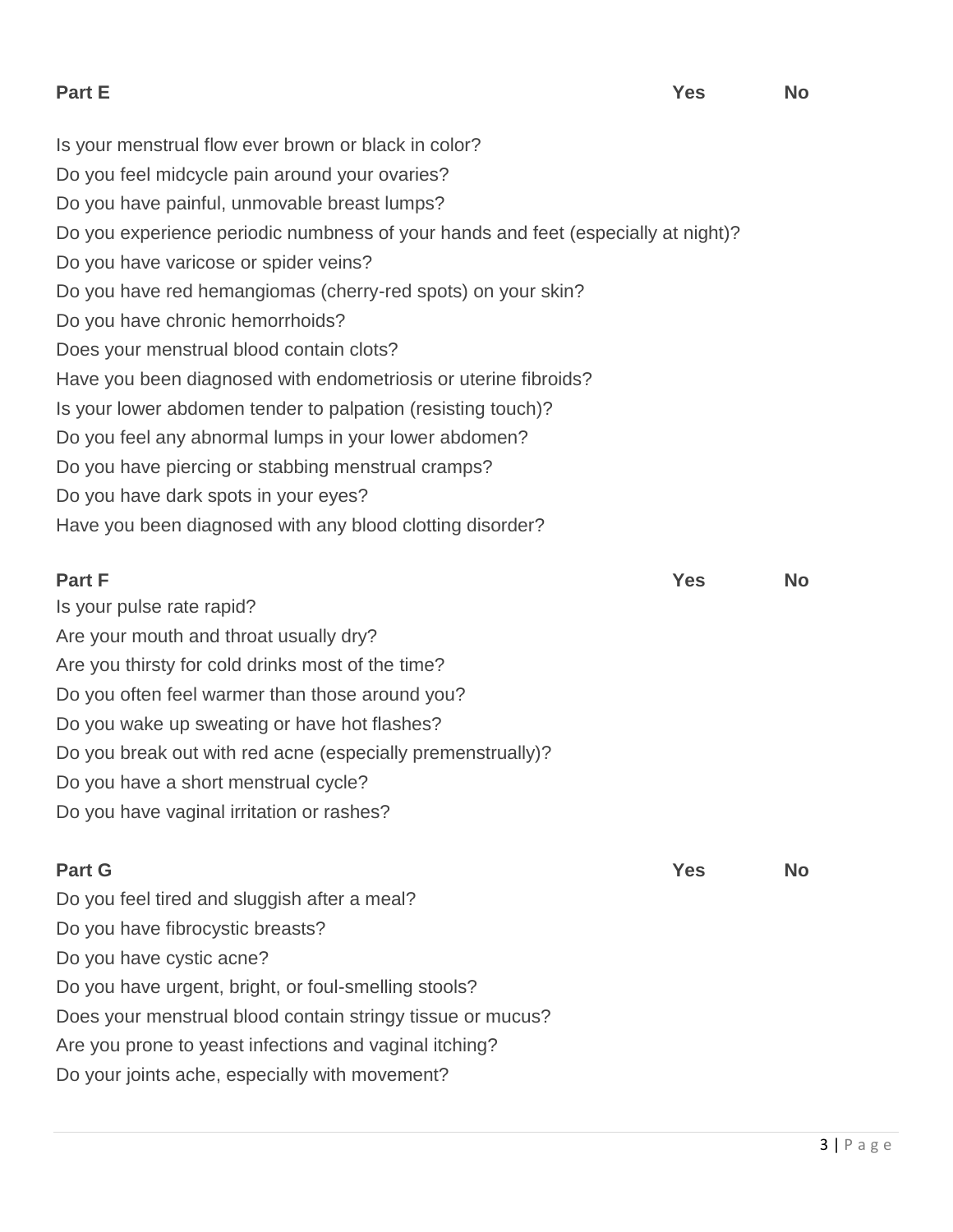| Part E | Yes | No |
| --- | --- | --- |
| Is your menstrual flow ever brown or black in color? | | |
| Do you feel midcycle pain around your ovaries? | | |
| Do you have painful, unmovable breast lumps? | | |
| Do you experience periodic numbness of your hands and feet (especially at night)? | | |
| Do you have varicose or spider veins? | | |
| Do you have red hemangiomas (cherry-red spots) on your skin? | | |
| Do you have chronic hemorrhoids? | | |
| Does your menstrual blood contain clots? | | |
| Have you been diagnosed with endometriosis or uterine fibroids? | | |
| Is your lower abdomen tender to palpation (resisting touch)? | | |
| Do you feel any abnormal lumps in your lower abdomen? | | |
| Do you have piercing or stabbing menstrual cramps? | | |
| Do you have dark spots in your eyes? | | |
| Have you been diagnosed with any blood clotting disorder? | | |

| Part F | Yes | No |
| --- | --- | --- |
| Is your pulse rate rapid? | | |
| Are your mouth and throat usually dry? | | |
| Are you thirsty for cold drinks most of the time? | | |
| Do you often feel warmer than those around you? | | |
| Do you wake up sweating or have hot flashes? | | |
| Do you break out with red acne (especially premenstrually)? | | |
| Do you have a short menstrual cycle? | | |
| Do you have vaginal irritation or rashes? | | |

| Part G | Yes | No |
| --- | --- | --- |
| Do you feel tired and sluggish after a meal? | | |
| Do you have fibrocystic breasts? | | |
| Do you have cystic acne? | | |
| Do you have urgent, bright, or foul-smelling stools? | | |
| Does your menstrual blood contain stringy tissue or mucus? | | |
| Are you prone to yeast infections and vaginal itching? | | |
| Do your joints ache, especially with movement? | | |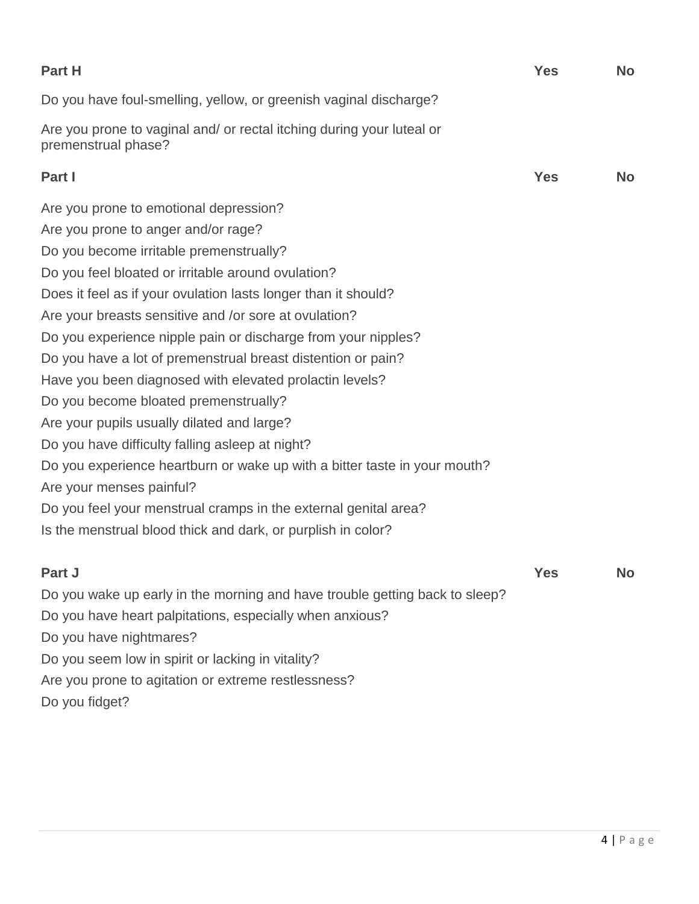| Part H | Yes | No |
|---|---|---|
| Do you have foul-smelling, yellow, or greenish vaginal discharge? | | |
| Are you prone to vaginal and/ or rectal itching during your luteal or premenstrual phase? | | |

| Part I | Yes | No |
|---|---|---|
| Are you prone to emotional depression? | | |
| Are you prone to anger and/or rage? | | |
| Do you become irritable premenstrually? | | |
| Do you feel bloated or irritable around ovulation? | | |
| Does it feel as if your ovulation lasts longer than it should? | | |
| Are your breasts sensitive and /or sore at ovulation? | | |
| Do you experience nipple pain or discharge from your nipples? | | |
| Do you have a lot of premenstrual breast distention or pain? | | |
| Have you been diagnosed with elevated prolactin levels? | | |
| Do you become bloated premenstrually? | | |
| Are your pupils usually dilated and large? | | |
| Do you have difficulty falling asleep at night? | | |
| Do you experience heartburn or wake up with a bitter taste in your mouth? | | |
| Are your menses painful? | | |
| Do you feel your menstrual cramps in the external genital area? | | |
| Is the menstrual blood thick and dark, or purplish in color? | | |

| Part J | Yes | No |
|---|---|---|
| Do you wake up early in the morning and have trouble getting back to sleep? | | |
| Do you have heart palpitations, especially when anxious? | | |
| Do you have nightmares? | | |
| Do you seem low in spirit or lacking in vitality? | | |
| Are you prone to agitation or extreme restlessness? | | |
| Do you fidget? | | |